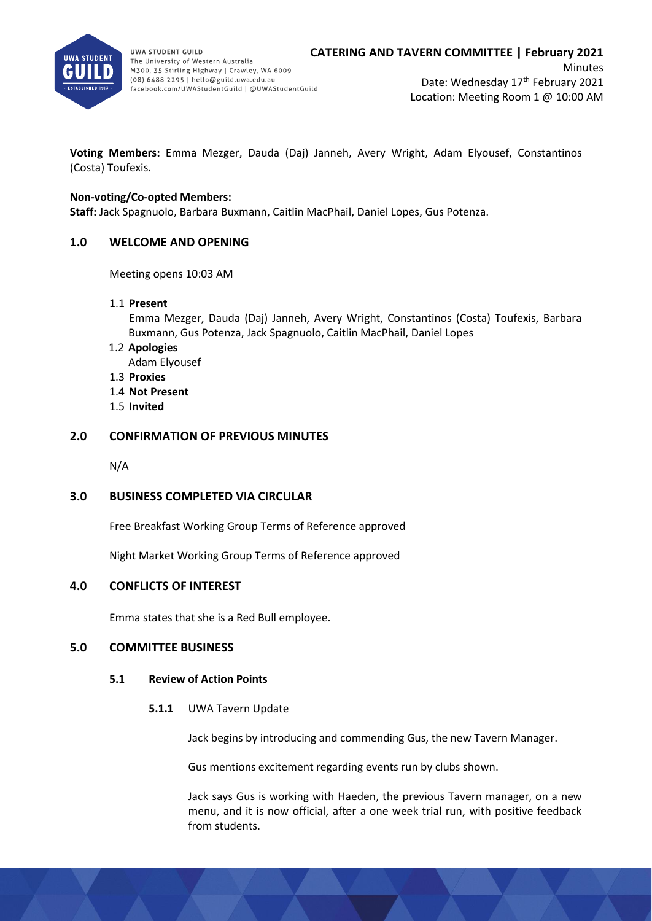UWA STUDENT GUILD
The University of Western Australia
M300, 35 Stirling Highway | Crawley, WA 6009
(08) 6488 2295 | hello@guild.uwa.edu.au
facebook.com/UWAStudentGuild | @UWAStudentGuild

# CATERING AND TAVERN COMMITTEE | February 2021

Minutes
Date: Wednesday 17th February 2021
Location: Meeting Room 1 @ 10:00 AM

**Voting Members:** Emma Mezger, Dauda (Daj) Janneh, Avery Wright, Adam Elyousef, Constantinos (Costa) Toufexis.

**Non-voting/Co-opted Members:**
**Staff:** Jack Spagnuolo, Barbara Buxmann, Caitlin MacPhail, Daniel Lopes, Gus Potenza.

## 1.0 WELCOME AND OPENING

Meeting opens 10:03 AM

1.1 **Present**
Emma Mezger, Dauda (Daj) Janneh, Avery Wright, Constantinos (Costa) Toufexis, Barbara Buxmann, Gus Potenza, Jack Spagnuolo, Caitlin MacPhail, Daniel Lopes

1.2 **Apologies**
Adam Elyousef

1.3 **Proxies**

1.4 **Not Present**

1.5 **Invited**

## 2.0 CONFIRMATION OF PREVIOUS MINUTES

N/A

## 3.0 BUSINESS COMPLETED VIA CIRCULAR

Free Breakfast Working Group Terms of Reference approved

Night Market Working Group Terms of Reference approved

## 4.0 CONFLICTS OF INTEREST

Emma states that she is a Red Bull employee.

## 5.0 COMMITTEE BUSINESS

### 5.1 Review of Action Points

**5.1.1** UWA Tavern Update

Jack begins by introducing and commending Gus, the new Tavern Manager.

Gus mentions excitement regarding events run by clubs shown.

Jack says Gus is working with Haeden, the previous Tavern manager, on a new menu, and it is now official, after a one week trial run, with positive feedback from students.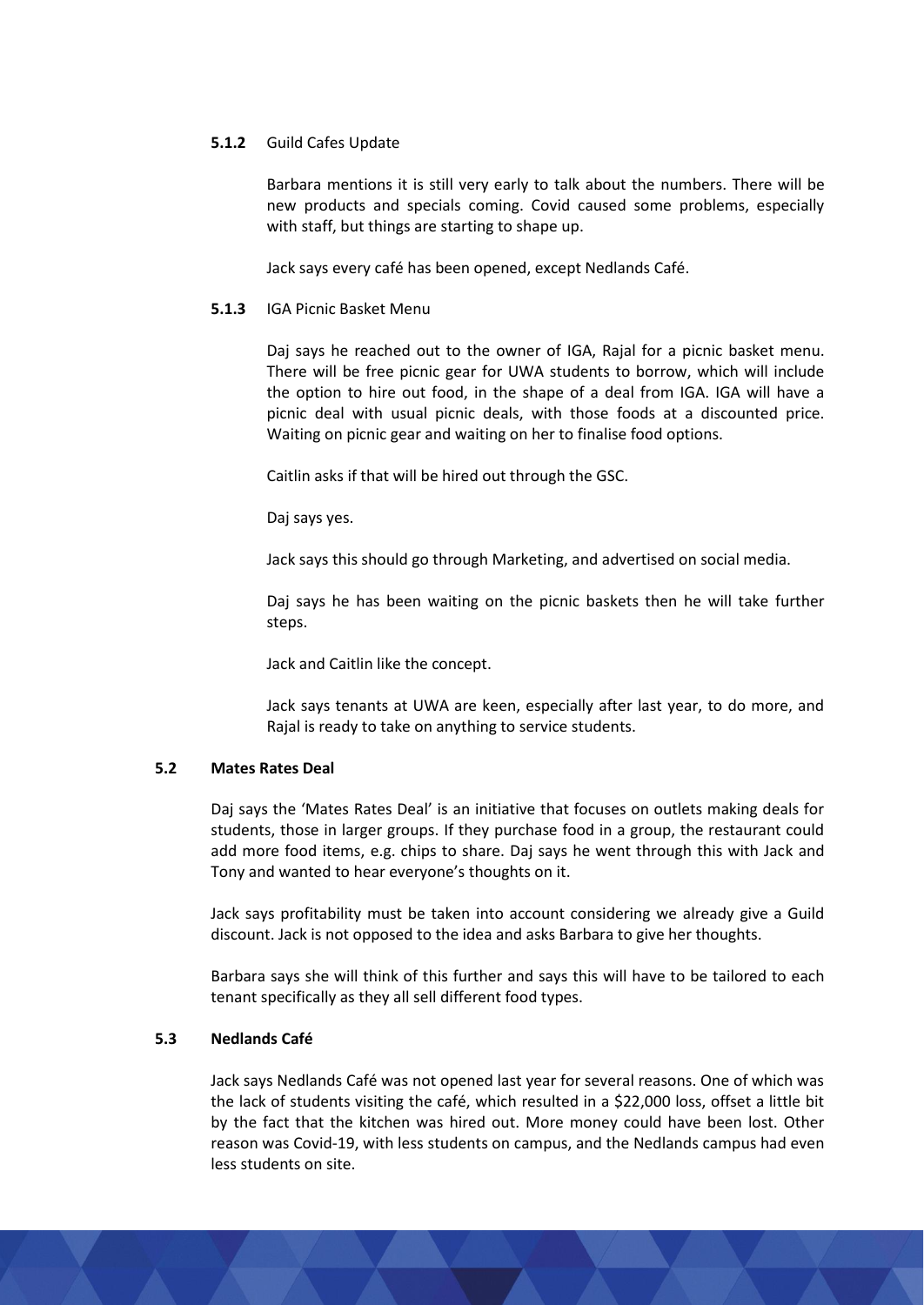**5.1.2** Guild Cafes Update

Barbara mentions it is still very early to talk about the numbers. There will be new products and specials coming. Covid caused some problems, especially with staff, but things are starting to shape up.

Jack says every café has been opened, except Nedlands Café.

**5.1.3** IGA Picnic Basket Menu

Daj says he reached out to the owner of IGA, Rajal for a picnic basket menu. There will be free picnic gear for UWA students to borrow, which will include the option to hire out food, in the shape of a deal from IGA. IGA will have a picnic deal with usual picnic deals, with those foods at a discounted price. Waiting on picnic gear and waiting on her to finalise food options.

Caitlin asks if that will be hired out through the GSC.

Daj says yes.

Jack says this should go through Marketing, and advertised on social media.

Daj says he has been waiting on the picnic baskets then he will take further steps.

Jack and Caitlin like the concept.

Jack says tenants at UWA are keen, especially after last year, to do more, and Rajal is ready to take on anything to service students.

### 5.2 Mates Rates Deal

Daj says the 'Mates Rates Deal' is an initiative that focuses on outlets making deals for students, those in larger groups. If they purchase food in a group, the restaurant could add more food items, e.g. chips to share. Daj says he went through this with Jack and Tony and wanted to hear everyone's thoughts on it.

Jack says profitability must be taken into account considering we already give a Guild discount. Jack is not opposed to the idea and asks Barbara to give her thoughts.

Barbara says she will think of this further and says this will have to be tailored to each tenant specifically as they all sell different food types.

### 5.3 Nedlands Café

Jack says Nedlands Café was not opened last year for several reasons. One of which was the lack of students visiting the café, which resulted in a $22,000 loss, offset a little bit by the fact that the kitchen was hired out. More money could have been lost. Other reason was Covid-19, with less students on campus, and the Nedlands campus had even less students on site.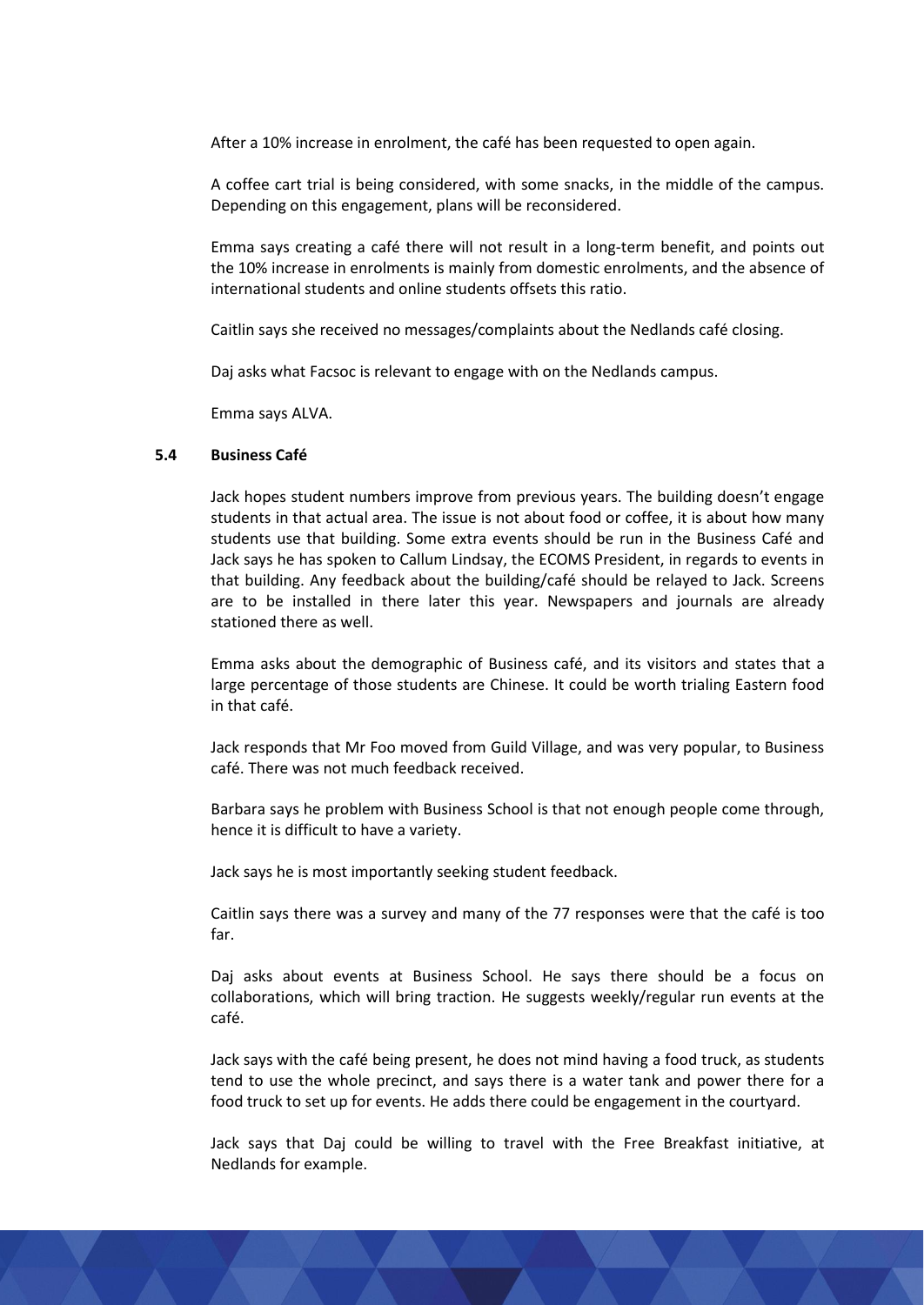After a 10% increase in enrolment, the café has been requested to open again.

A coffee cart trial is being considered, with some snacks, in the middle of the campus. Depending on this engagement, plans will be reconsidered.

Emma says creating a café there will not result in a long-term benefit, and points out the 10% increase in enrolments is mainly from domestic enrolments, and the absence of international students and online students offsets this ratio.

Caitlin says she received no messages/complaints about the Nedlands café closing.

Daj asks what Facsoc is relevant to engage with on the Nedlands campus.

Emma says ALVA.

### 5.4 Business Café

Jack hopes student numbers improve from previous years. The building doesn't engage students in that actual area. The issue is not about food or coffee, it is about how many students use that building. Some extra events should be run in the Business Café and Jack says he has spoken to Callum Lindsay, the ECOMS President, in regards to events in that building. Any feedback about the building/café should be relayed to Jack. Screens are to be installed in there later this year. Newspapers and journals are already stationed there as well.

Emma asks about the demographic of Business café, and its visitors and states that a large percentage of those students are Chinese. It could be worth trialing Eastern food in that café.

Jack responds that Mr Foo moved from Guild Village, and was very popular, to Business café. There was not much feedback received.

Barbara says he problem with Business School is that not enough people come through, hence it is difficult to have a variety.

Jack says he is most importantly seeking student feedback.

Caitlin says there was a survey and many of the 77 responses were that the café is too far.

Daj asks about events at Business School. He says there should be a focus on collaborations, which will bring traction. He suggests weekly/regular run events at the café.

Jack says with the café being present, he does not mind having a food truck, as students tend to use the whole precinct, and says there is a water tank and power there for a food truck to set up for events. He adds there could be engagement in the courtyard.

Jack says that Daj could be willing to travel with the Free Breakfast initiative, at Nedlands for example.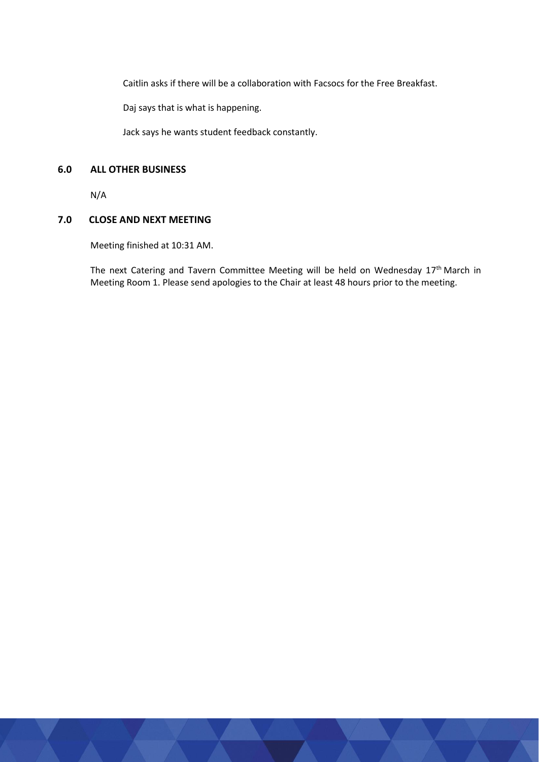Caitlin asks if there will be a collaboration with Facsocs for the Free Breakfast.

Daj says that is what is happening.

Jack says he wants student feedback constantly.

## 6.0 ALL OTHER BUSINESS

N/A

## 7.0 CLOSE AND NEXT MEETING

Meeting finished at 10:31 AM.

The next Catering and Tavern Committee Meeting will be held on Wednesday 17th March in Meeting Room 1. Please send apologies to the Chair at least 48 hours prior to the meeting.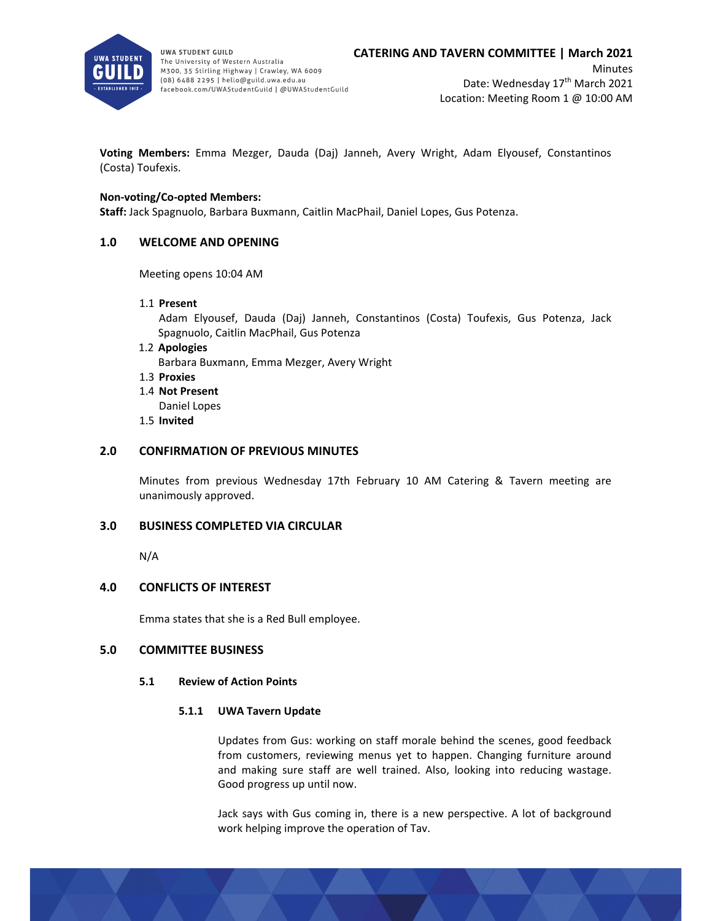**CATERING AND TAVERN COMMITTEE | March 2021**

Minutes

Date: Wednesday 17th March 2021

Location: Meeting Room 1 @ 10:00 AM

**Voting Members:** Emma Mezger, Dauda (Daj) Janneh, Avery Wright, Adam Elyousef, Constantinos (Costa) Toufexis.

**Non-voting/Co-opted Members:**
**Staff:** Jack Spagnuolo, Barbara Buxmann, Caitlin MacPhail, Daniel Lopes, Gus Potenza.

## 1.0 WELCOME AND OPENING

Meeting opens 10:04 AM

1.1 **Present**
Adam Elyousef, Dauda (Daj) Janneh, Constantinos (Costa) Toufexis, Gus Potenza, Jack Spagnuolo, Caitlin MacPhail, Gus Potenza

1.2 **Apologies**
Barbara Buxmann, Emma Mezger, Avery Wright

1.3 **Proxies**

1.4 **Not Present**
Daniel Lopes

1.5 **Invited**

## 2.0 CONFIRMATION OF PREVIOUS MINUTES

Minutes from previous Wednesday 17th February 10 AM Catering & Tavern meeting are unanimously approved.

## 3.0 BUSINESS COMPLETED VIA CIRCULAR

N/A

## 4.0 CONFLICTS OF INTEREST

Emma states that she is a Red Bull employee.

## 5.0 COMMITTEE BUSINESS

### 5.1 Review of Action Points

#### 5.1.1 UWA Tavern Update

Updates from Gus: working on staff morale behind the scenes, good feedback from customers, reviewing menus yet to happen. Changing furniture around and making sure staff are well trained. Also, looking into reducing wastage. Good progress up until now.

Jack says with Gus coming in, there is a new perspective. A lot of background work helping improve the operation of Tav.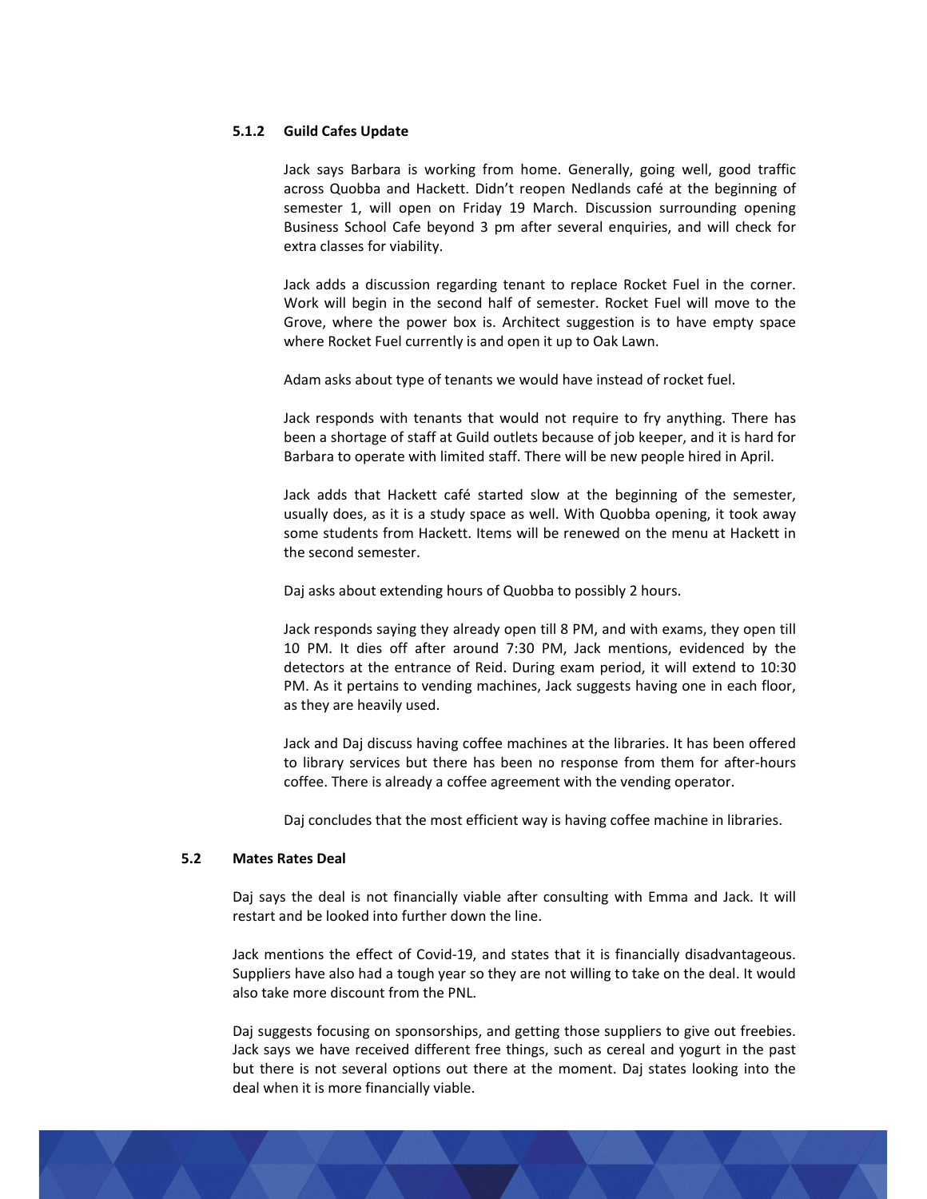#### 5.1.2 Guild Cafes Update

Jack says Barbara is working from home. Generally, going well, good traffic across Quobba and Hackett. Didn't reopen Nedlands café at the beginning of semester 1, will open on Friday 19 March. Discussion surrounding opening Business School Cafe beyond 3 pm after several enquiries, and will check for extra classes for viability.

Jack adds a discussion regarding tenant to replace Rocket Fuel in the corner. Work will begin in the second half of semester. Rocket Fuel will move to the Grove, where the power box is. Architect suggestion is to have empty space where Rocket Fuel currently is and open it up to Oak Lawn.

Adam asks about type of tenants we would have instead of rocket fuel.

Jack responds with tenants that would not require to fry anything. There has been a shortage of staff at Guild outlets because of job keeper, and it is hard for Barbara to operate with limited staff. There will be new people hired in April.

Jack adds that Hackett café started slow at the beginning of the semester, usually does, as it is a study space as well. With Quobba opening, it took away some students from Hackett. Items will be renewed on the menu at Hackett in the second semester.

Daj asks about extending hours of Quobba to possibly 2 hours.

Jack responds saying they already open till 8 PM, and with exams, they open till 10 PM. It dies off after around 7:30 PM, Jack mentions, evidenced by the detectors at the entrance of Reid. During exam period, it will extend to 10:30 PM. As it pertains to vending machines, Jack suggests having one in each floor, as they are heavily used.

Jack and Daj discuss having coffee machines at the libraries. It has been offered to library services but there has been no response from them for after-hours coffee. There is already a coffee agreement with the vending operator.

Daj concludes that the most efficient way is having coffee machine in libraries.

### 5.2 Mates Rates Deal

Daj says the deal is not financially viable after consulting with Emma and Jack. It will restart and be looked into further down the line.

Jack mentions the effect of Covid-19, and states that it is financially disadvantageous. Suppliers have also had a tough year so they are not willing to take on the deal. It would also take more discount from the PNL.

Daj suggests focusing on sponsorships, and getting those suppliers to give out freebies. Jack says we have received different free things, such as cereal and yogurt in the past but there is not several options out there at the moment. Daj states looking into the deal when it is more financially viable.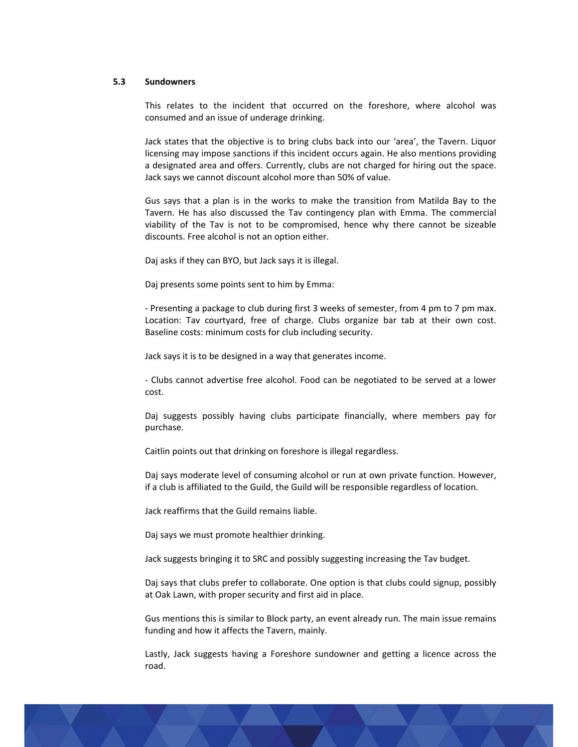### 5.3 Sundowners

This relates to the incident that occurred on the foreshore, where alcohol was consumed and an issue of underage drinking.

Jack states that the objective is to bring clubs back into our 'area', the Tavern. Liquor licensing may impose sanctions if this incident occurs again. He also mentions providing a designated area and offers. Currently, clubs are not charged for hiring out the space. Jack says we cannot discount alcohol more than 50% of value.

Gus says that a plan is in the works to make the transition from Matilda Bay to the Tavern. He has also discussed the Tav contingency plan with Emma. The commercial viability of the Tav is not to be compromised, hence why there cannot be sizeable discounts. Free alcohol is not an option either.

Daj asks if they can BYO, but Jack says it is illegal.

Daj presents some points sent to him by Emma:

- Presenting a package to club during first 3 weeks of semester, from 4 pm to 7 pm max. Location: Tav courtyard, free of charge. Clubs organize bar tab at their own cost. Baseline costs: minimum costs for club including security.

Jack says it is to be designed in a way that generates income.

- Clubs cannot advertise free alcohol. Food can be negotiated to be served at a lower cost.

Daj suggests possibly having clubs participate financially, where members pay for purchase.

Caitlin points out that drinking on foreshore is illegal regardless.

Daj says moderate level of consuming alcohol or run at own private function. However, if a club is affiliated to the Guild, the Guild will be responsible regardless of location.

Jack reaffirms that the Guild remains liable.

Daj says we must promote healthier drinking.

Jack suggests bringing it to SRC and possibly suggesting increasing the Tav budget.

Daj says that clubs prefer to collaborate. One option is that clubs could signup, possibly at Oak Lawn, with proper security and first aid in place.

Gus mentions this is similar to Block party, an event already run. The main issue remains funding and how it affects the Tavern, mainly.

Lastly, Jack suggests having a Foreshore sundowner and getting a licence across the road.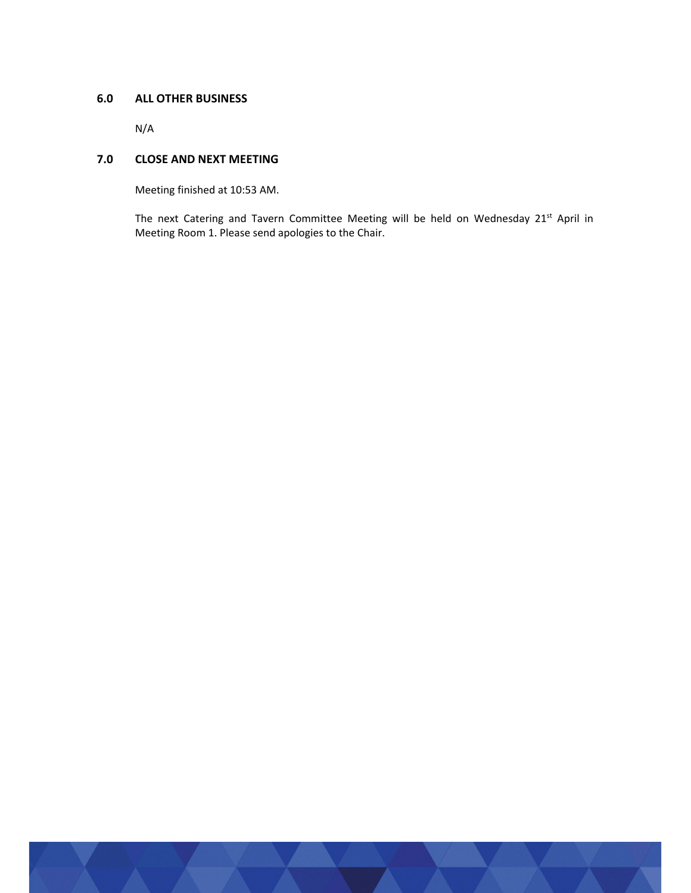## 6.0 ALL OTHER BUSINESS

N/A

## 7.0 CLOSE AND NEXT MEETING

Meeting finished at 10:53 AM.

The next Catering and Tavern Committee Meeting will be held on Wednesday 21st April in Meeting Room 1. Please send apologies to the Chair.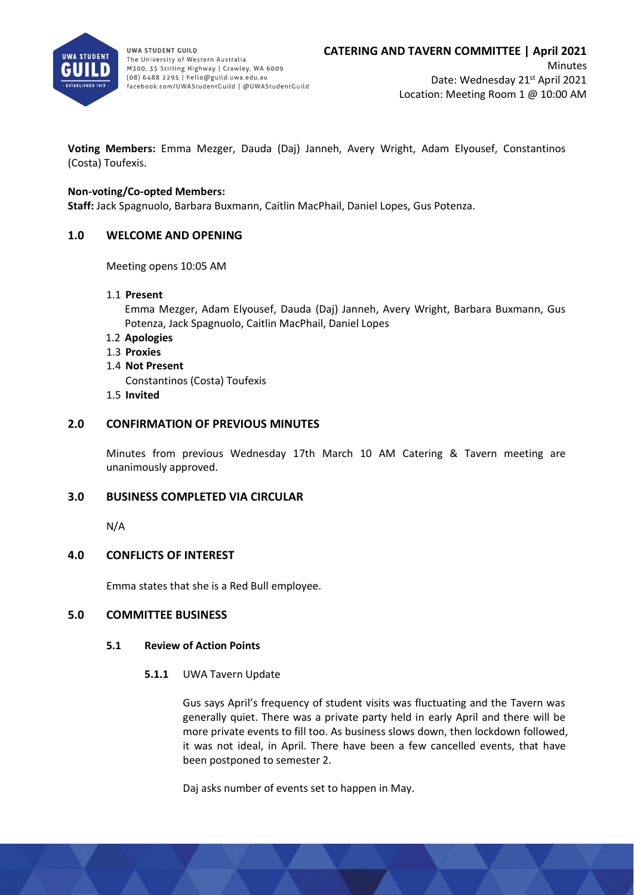**CATERING AND TAVERN COMMITTEE | April 2021**

Minutes

Date: Wednesday 21st April 2021

Location: Meeting Room 1 @ 10:00 AM

**Voting Members:** Emma Mezger, Dauda (Daj) Janneh, Avery Wright, Adam Elyousef, Constantinos (Costa) Toufexis.

**Non-voting/Co-opted Members:**

**Staff:** Jack Spagnuolo, Barbara Buxmann, Caitlin MacPhail, Daniel Lopes, Gus Potenza.

## 1.0 WELCOME AND OPENING

Meeting opens 10:05 AM

1.1 **Present**

Emma Mezger, Adam Elyousef, Dauda (Daj) Janneh, Avery Wright, Barbara Buxmann, Gus Potenza, Jack Spagnuolo, Caitlin MacPhail, Daniel Lopes

1.2 **Apologies**

1.3 **Proxies**

1.4 **Not Present**

Constantinos (Costa) Toufexis

1.5 **Invited**

## 2.0 CONFIRMATION OF PREVIOUS MINUTES

Minutes from previous Wednesday 17th March 10 AM Catering & Tavern meeting are unanimously approved.

## 3.0 BUSINESS COMPLETED VIA CIRCULAR

N/A

## 4.0 CONFLICTS OF INTEREST

Emma states that she is a Red Bull employee.

## 5.0 COMMITTEE BUSINESS

### 5.1 Review of Action Points

**5.1.1** UWA Tavern Update

Gus says April's frequency of student visits was fluctuating and the Tavern was generally quiet. There was a private party held in early April and there will be more private events to fill too. As business slows down, then lockdown followed, it was not ideal, in April. There have been a few cancelled events, that have been postponed to semester 2.

Daj asks number of events set to happen in May.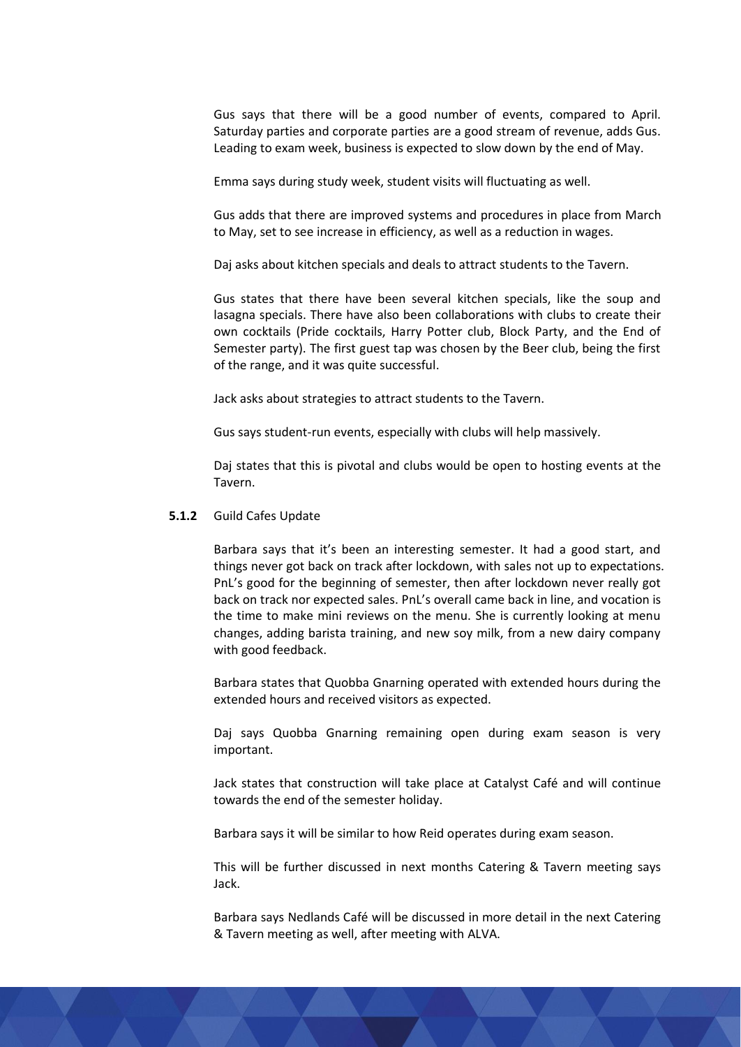Gus says that there will be a good number of events, compared to April. Saturday parties and corporate parties are a good stream of revenue, adds Gus. Leading to exam week, business is expected to slow down by the end of May.

Emma says during study week, student visits will fluctuating as well.

Gus adds that there are improved systems and procedures in place from March to May, set to see increase in efficiency, as well as a reduction in wages.

Daj asks about kitchen specials and deals to attract students to the Tavern.

Gus states that there have been several kitchen specials, like the soup and lasagna specials. There have also been collaborations with clubs to create their own cocktails (Pride cocktails, Harry Potter club, Block Party, and the End of Semester party). The first guest tap was chosen by the Beer club, being the first of the range, and it was quite successful.

Jack asks about strategies to attract students to the Tavern.

Gus says student-run events, especially with clubs will help massively.

Daj states that this is pivotal and clubs would be open to hosting events at the Tavern.

**5.1.2** Guild Cafes Update

Barbara says that it's been an interesting semester. It had a good start, and things never got back on track after lockdown, with sales not up to expectations. PnL's good for the beginning of semester, then after lockdown never really got back on track nor expected sales. PnL's overall came back in line, and vocation is the time to make mini reviews on the menu. She is currently looking at menu changes, adding barista training, and new soy milk, from a new dairy company with good feedback.

Barbara states that Quobba Gnarning operated with extended hours during the extended hours and received visitors as expected.

Daj says Quobba Gnarning remaining open during exam season is very important.

Jack states that construction will take place at Catalyst Café and will continue towards the end of the semester holiday.

Barbara says it will be similar to how Reid operates during exam season.

This will be further discussed in next months Catering & Tavern meeting says Jack.

Barbara says Nedlands Café will be discussed in more detail in the next Catering & Tavern meeting as well, after meeting with ALVA.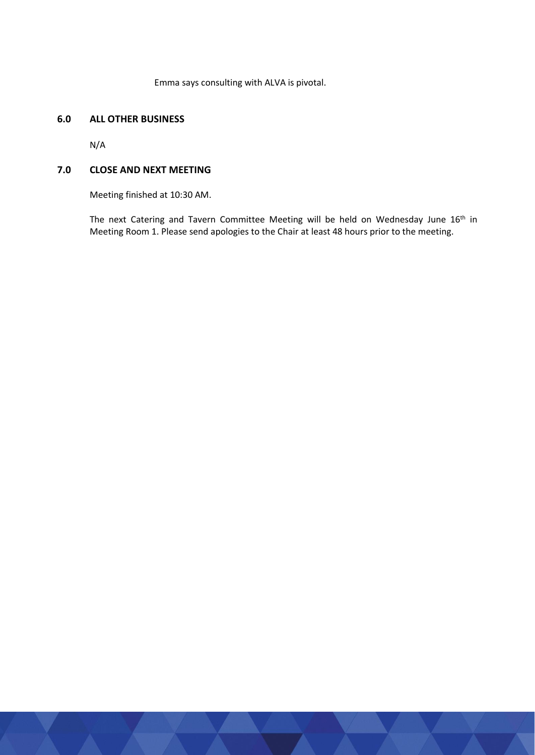Emma says consulting with ALVA is pivotal.

## 6.0 ALL OTHER BUSINESS

N/A

## 7.0 CLOSE AND NEXT MEETING

Meeting finished at 10:30 AM.

The next Catering and Tavern Committee Meeting will be held on Wednesday June 16th in Meeting Room 1. Please send apologies to the Chair at least 48 hours prior to the meeting.